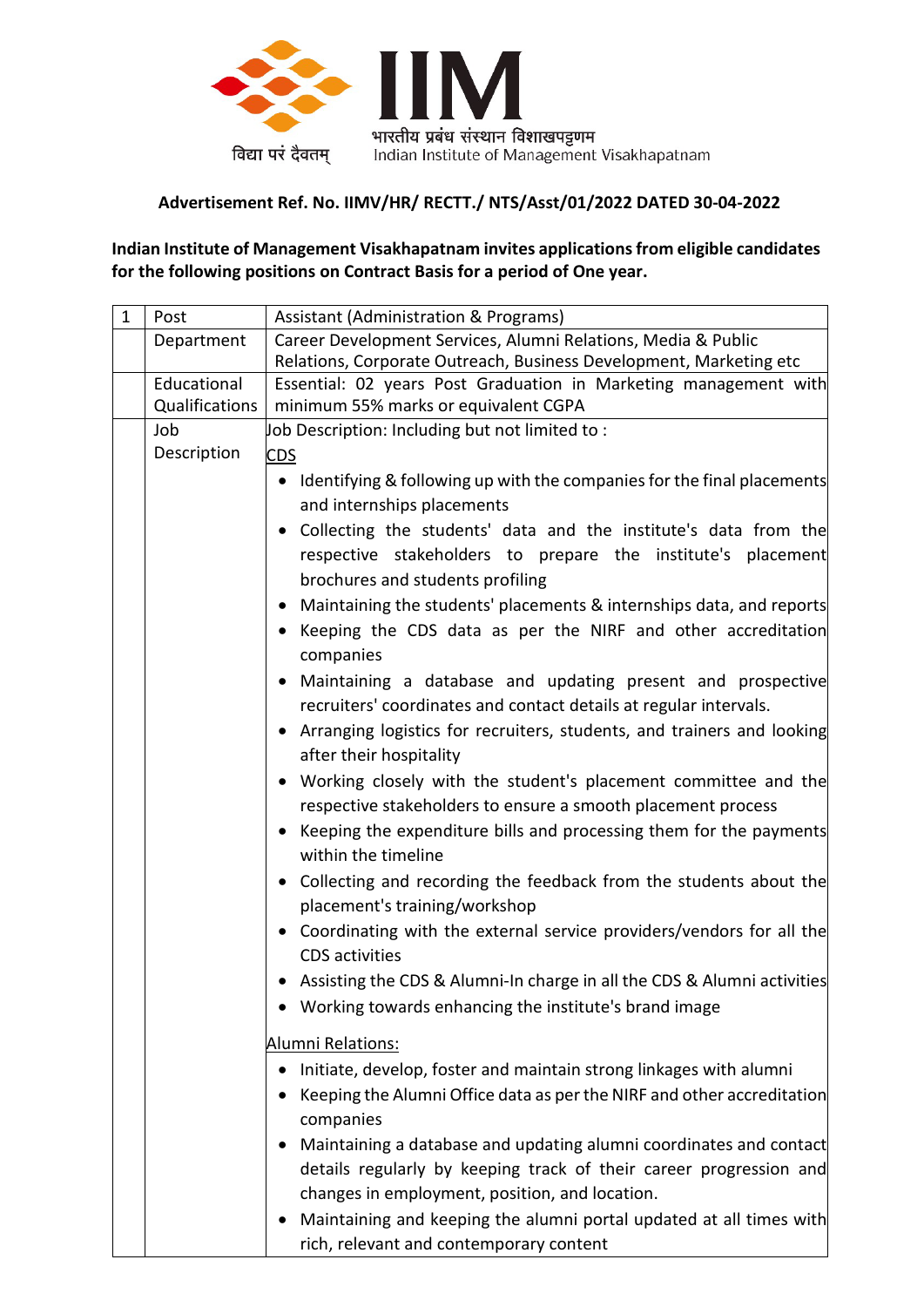भारतीय प्रबंध संस्थान विशाखपट्टणम
Indian Institute of Management Visakhapatnam

विद्या परं दैवतम्

**Advertisement Ref. No. IIMV/HR/ RECTT./ NTS/Asst/01/2022 DATED 30-04-2022**

**Indian Institute of Management Visakhapatnam invites applications from eligible candidates for the following positions on Contract Basis for a period of One year.**

| 1 | Post | Assistant (Administration & Programs) |
|---|---|---|
| | Department | Career Development Services, Alumni Relations, Media & Public Relations, Corporate Outreach, Business Development, Marketing etc |
| | Educational Qualifications | Essential: 02 years Post Graduation in Marketing management with minimum 55% marks or equivalent CGPA |
| | Job Description | Job Description: Including but not limited to :<br><br>CDS<br>• Identifying & following up with the companies for the final placements and internships placements<br>• Collecting the students' data and the institute's data from the respective stakeholders to prepare the institute's placement brochures and students profiling<br>• Maintaining the students' placements & internships data, and reports<br>• Keeping the CDS data as per the NIRF and other accreditation companies<br>• Maintaining a database and updating present and prospective recruiters' coordinates and contact details at regular intervals.<br>• Arranging logistics for recruiters, students, and trainers and looking after their hospitality<br>• Working closely with the student's placement committee and the respective stakeholders to ensure a smooth placement process<br>• Keeping the expenditure bills and processing them for the payments within the timeline<br>• Collecting and recording the feedback from the students about the placement's training/workshop<br>• Coordinating with the external service providers/vendors for all the CDS activities<br>• Assisting the CDS & Alumni-In charge in all the CDS & Alumni activities<br>• Working towards enhancing the institute's brand image<br><br>Alumni Relations:<br>• Initiate, develop, foster and maintain strong linkages with alumni<br>• Keeping the Alumni Office data as per the NIRF and other accreditation companies<br>• Maintaining a database and updating alumni coordinates and contact details regularly by keeping track of their career progression and changes in employment, position, and location.<br>• Maintaining and keeping the alumni portal updated at all times with rich, relevant and contemporary content |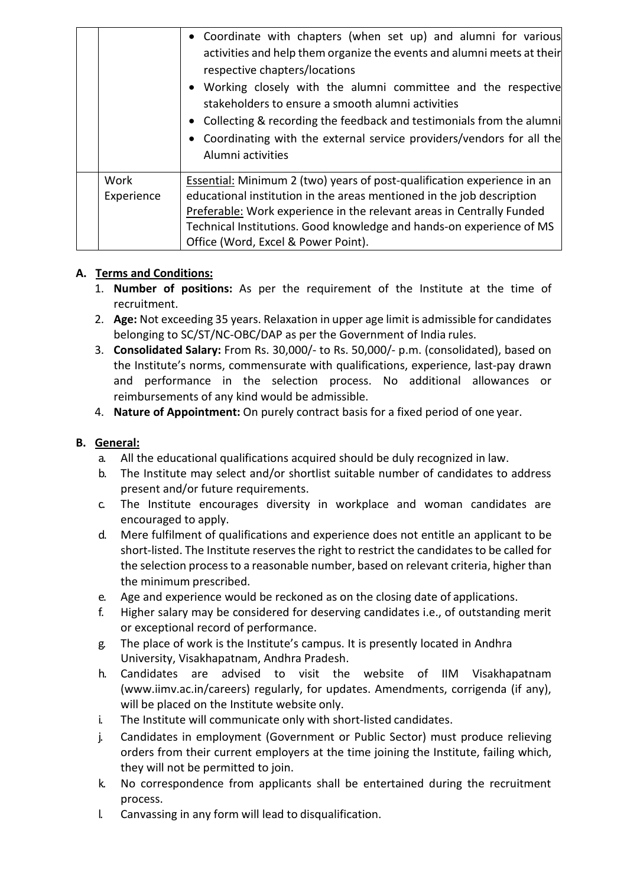| | | |
|---|---|---|
| | | • Coordinate with chapters (when set up) and alumni for various activities and help them organize the events and alumni meets at their respective chapters/locations<br>• Working closely with the alumni committee and the respective stakeholders to ensure a smooth alumni activities<br>• Collecting & recording the feedback and testimonials from the alumni<br>• Coordinating with the external service providers/vendors for all the Alumni activities |
| | Work Experience | Essential: Minimum 2 (two) years of post-qualification experience in an educational institution in the areas mentioned in the job description<br>Preferable: Work experience in the relevant areas in Centrally Funded Technical Institutions. Good knowledge and hands-on experience of MS Office (Word, Excel & Power Point). |

## A. Terms and Conditions:

1. **Number of positions:** As per the requirement of the Institute at the time of recruitment.
2. **Age:** Not exceeding 35 years. Relaxation in upper age limit is admissible for candidates belonging to SC/ST/NC-OBC/DAP as per the Government of India rules.
3. **Consolidated Salary:** From Rs. 30,000/- to Rs. 50,000/- p.m. (consolidated), based on the Institute's norms, commensurate with qualifications, experience, last-pay drawn and performance in the selection process. No additional allowances or reimbursements of any kind would be admissible.
4. **Nature of Appointment:** On purely contract basis for a fixed period of one year.

## B. General:

a. All the educational qualifications acquired should be duly recognized in law.

b. The Institute may select and/or shortlist suitable number of candidates to address present and/or future requirements.

c. The Institute encourages diversity in workplace and woman candidates are encouraged to apply.

d. Mere fulfilment of qualifications and experience does not entitle an applicant to be short-listed. The Institute reserves the right to restrict the candidates to be called for the selection process to a reasonable number, based on relevant criteria, higher than the minimum prescribed.

e. Age and experience would be reckoned as on the closing date of applications.

f. Higher salary may be considered for deserving candidates i.e., of outstanding merit or exceptional record of performance.

g. The place of work is the Institute's campus. It is presently located in Andhra University, Visakhapatnam, Andhra Pradesh.

h. Candidates are advised to visit the website of IIM Visakhapatnam (www.iimv.ac.in/careers) regularly, for updates. Amendments, corrigenda (if any), will be placed on the Institute website only.

i. The Institute will communicate only with short-listed candidates.

j. Candidates in employment (Government or Public Sector) must produce relieving orders from their current employers at the time joining the Institute, failing which, they will not be permitted to join.

k. No correspondence from applicants shall be entertained during the recruitment process.

l. Canvassing in any form will lead to disqualification.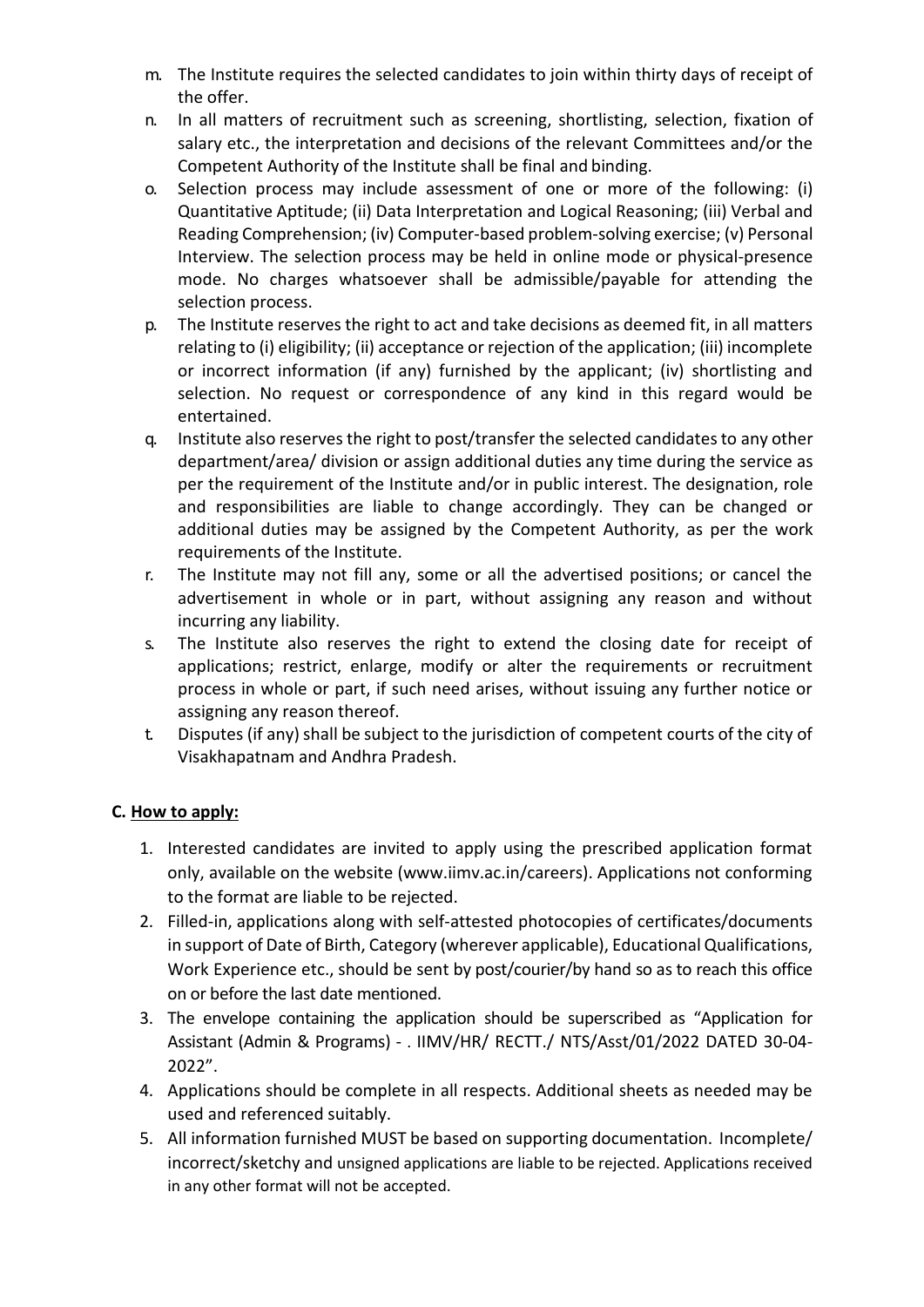m. The Institute requires the selected candidates to join within thirty days of receipt of the offer.

n. In all matters of recruitment such as screening, shortlisting, selection, fixation of salary etc., the interpretation and decisions of the relevant Committees and/or the Competent Authority of the Institute shall be final and binding.

o. Selection process may include assessment of one or more of the following: (i) Quantitative Aptitude; (ii) Data Interpretation and Logical Reasoning; (iii) Verbal and Reading Comprehension; (iv) Computer-based problem-solving exercise; (v) Personal Interview. The selection process may be held in online mode or physical-presence mode. No charges whatsoever shall be admissible/payable for attending the selection process.

p. The Institute reserves the right to act and take decisions as deemed fit, in all matters relating to (i) eligibility; (ii) acceptance or rejection of the application; (iii) incomplete or incorrect information (if any) furnished by the applicant; (iv) shortlisting and selection. No request or correspondence of any kind in this regard would be entertained.

q. Institute also reserves the right to post/transfer the selected candidates to any other department/area/ division or assign additional duties any time during the service as per the requirement of the Institute and/or in public interest. The designation, role and responsibilities are liable to change accordingly. They can be changed or additional duties may be assigned by the Competent Authority, as per the work requirements of the Institute.

r. The Institute may not fill any, some or all the advertised positions; or cancel the advertisement in whole or in part, without assigning any reason and without incurring any liability.

s. The Institute also reserves the right to extend the closing date for receipt of applications; restrict, enlarge, modify or alter the requirements or recruitment process in whole or part, if such need arises, without issuing any further notice or assigning any reason thereof.

t. Disputes (if any) shall be subject to the jurisdiction of competent courts of the city of Visakhapatnam and Andhra Pradesh.

## C. How to apply:

1. Interested candidates are invited to apply using the prescribed application format only, available on the website (www.iimv.ac.in/careers). Applications not conforming to the format are liable to be rejected.
2. Filled-in, applications along with self-attested photocopies of certificates/documents in support of Date of Birth, Category (wherever applicable), Educational Qualifications, Work Experience etc., should be sent by post/courier/by hand so as to reach this office on or before the last date mentioned.
3. The envelope containing the application should be superscribed as "Application for Assistant (Admin & Programs) - . IIMV/HR/ RECTT./ NTS/Asst/01/2022 DATED 30-04-2022".
4. Applications should be complete in all respects. Additional sheets as needed may be used and referenced suitably.
5. All information furnished MUST be based on supporting documentation. Incomplete/ incorrect/sketchy and unsigned applications are liable to be rejected. Applications received in any other format will not be accepted.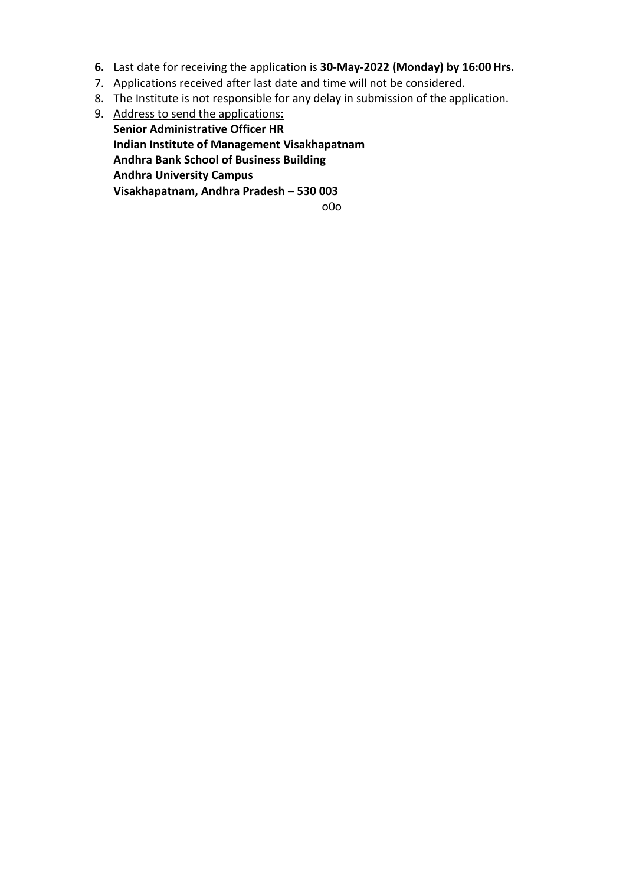6. Last date for receiving the application is **30-May-2022 (Monday) by 16:00 Hrs.**
7. Applications received after last date and time will not be considered.
8. The Institute is not responsible for any delay in submission of the application.
9. <u>Address to send the applications:</u>
   **Senior Administrative Officer HR**
   **Indian Institute of Management Visakhapatnam**
   **Andhra Bank School of Business Building**
   **Andhra University Campus**
   **Visakhapatnam, Andhra Pradesh – 530 003**

o0o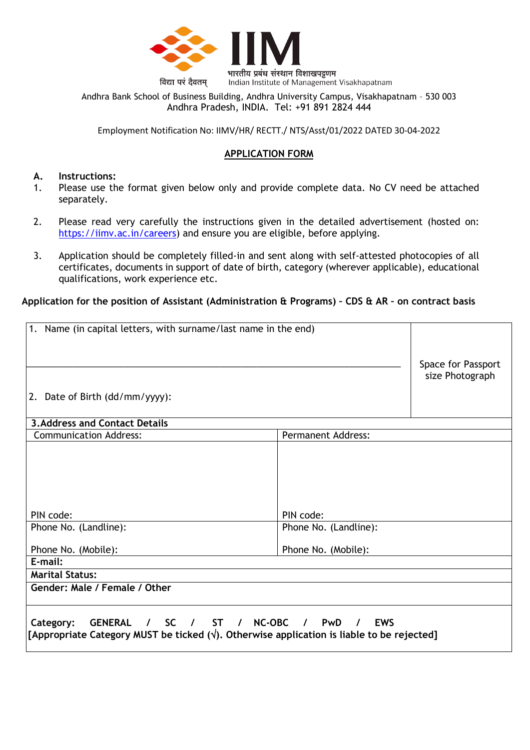विद्या परं दैवतम्

# IIM

भारतीय प्रबंध संस्थान विशाखपट्टणम

Indian Institute of Management Visakhapatnam

Andhra Bank School of Business Building, Andhra University Campus, Visakhapatnam – 530 003
Andhra Pradesh, INDIA. Tel: +91 891 2824 444

Employment Notification No: IIMV/HR/ RECTT./ NTS/Asst/01/2022 DATED 30-04-2022

## APPLICATION FORM

**A. Instructions:**

1. Please use the format given below only and provide complete data. No CV need be attached separately.

2. Please read very carefully the instructions given in the detailed advertisement (hosted on: https://iimv.ac.in/careers) and ensure you are eligible, before applying.

3. Application should be completely filled-in and sent along with self-attested photocopies of all certificates, documents in support of date of birth, category (wherever applicable), educational qualifications, work experience etc.

**Application for the position of Assistant (Administration & Programs) – CDS & AR – on contract basis**

| | |
|---|---|
| 1. Name (in capital letters, with surname/last name in the end)<br><br>______________________________<br><br>2. Date of Birth (dd/mm/yyyy): | Space for Passport size Photograph |
| **3. Address and Contact Details** | |
| Communication Address:<br><br><br><br>PIN code: | Permanent Address:<br><br><br><br>PIN code: |
| Phone No. (Landline):<br><br>Phone No. (Mobile): | Phone No. (Landline):<br><br>Phone No. (Mobile): |
| **E-mail:** | |
| **Marital Status:** | |
| **Gender: Male / Female / Other** | |
| **Category: GENERAL / SC / ST / NC-OBC / PwD / EWS**<br>**[Appropriate Category MUST be ticked (√). Otherwise application is liable to be rejected]** | |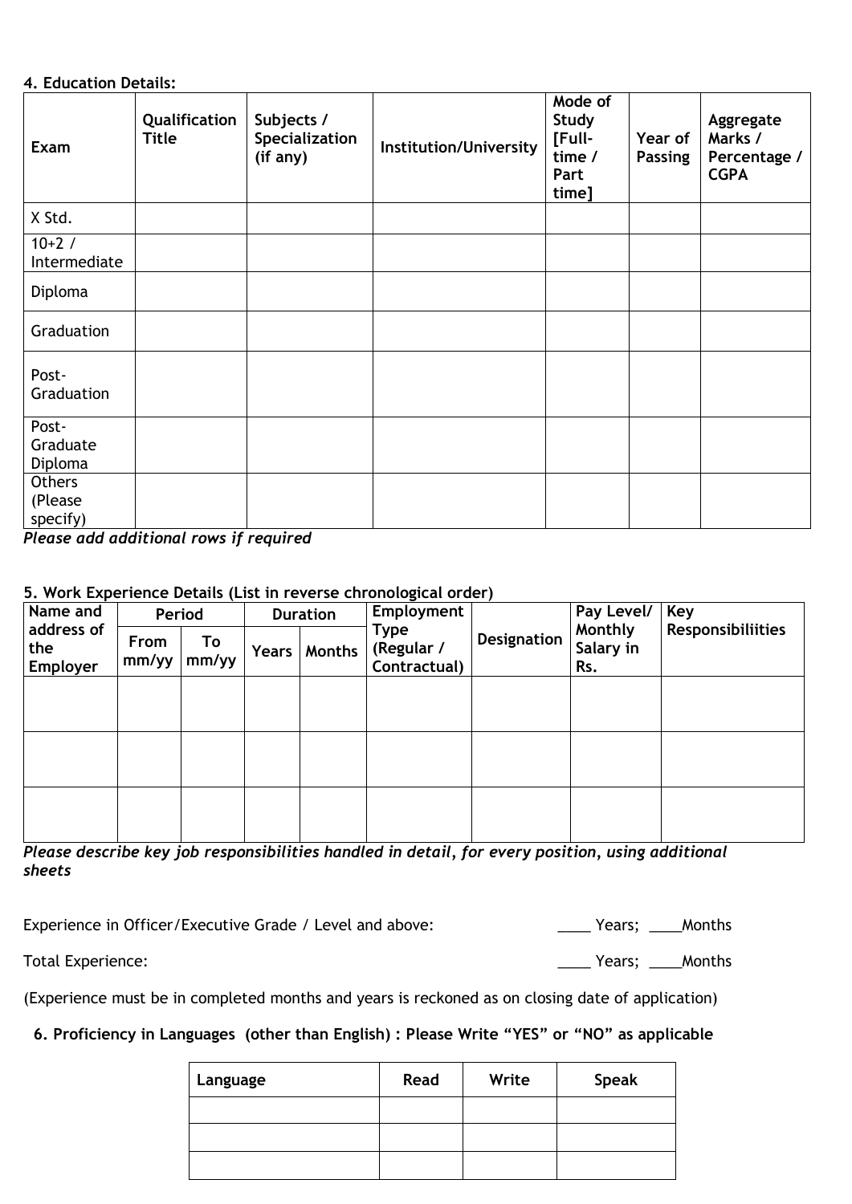**4. Education Details:**

| Exam | Qualification Title | Subjects / Specialization (if any) | Institution/University | Mode of Study [Full-time / Part time] | Year of Passing | Aggregate Marks / Percentage / CGPA |
|---|---|---|---|---|---|---|
| X Std. | | | | | | |
| 10+2 / Intermediate | | | | | | |
| Diploma | | | | | | |
| Graduation | | | | | | |
| Post-Graduation | | | | | | |
| Post-Graduate Diploma | | | | | | |
| Others (Please specify) | | | | | | |

*Please add additional rows if required*

**5. Work Experience Details (List in reverse chronological order)**

| Name and address of the Employer | Period | | Duration | | Employment Type (Regular / Contractual) | Designation | Pay Level/ Monthly Salary in Rs. | Key Responsibiliities |
|---|---|---|---|---|---|---|---|---|
| | From mm/yy | To mm/yy | Years | Months | | | | |
| | | | | | | | | |
| | | | | | | | | |
| | | | | | | | | |

*Please describe key job responsibilities handled in detail, for every position, using additional sheets*

Experience in Officer/Executive Grade / Level and above: ____ Years; ____Months

Total Experience: ____ Years; ____Months

(Experience must be in completed months and years is reckoned as on closing date of application)

**6. Proficiency in Languages (other than English) : Please Write "YES" or "NO" as applicable**

| Language | Read | Write | Speak |
|---|---|---|---|
| | | | |
| | | | |
| | | | |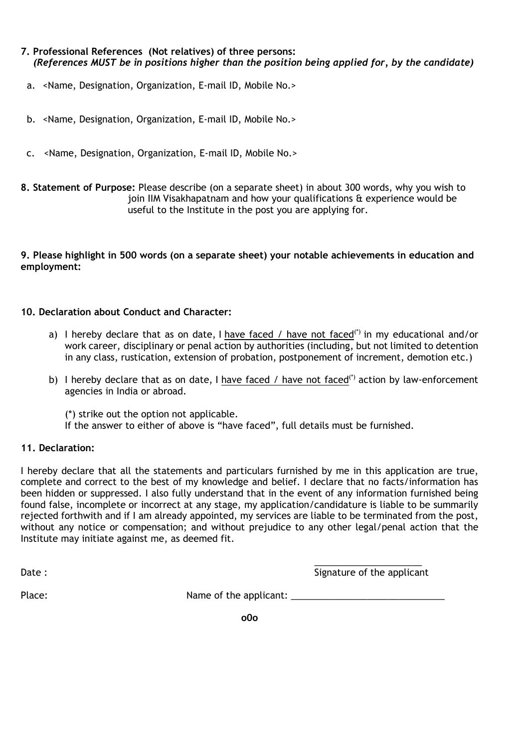**7. Professional References (Not relatives) of three persons:**
***(References MUST be in positions higher than the position being applied for, by the candidate)***

a. <Name, Designation, Organization, E-mail ID, Mobile No.>

b. <Name, Designation, Organization, E-mail ID, Mobile No.>

c. <Name, Designation, Organization, E-mail ID, Mobile No.>

**8. Statement of Purpose:** Please describe (on a separate sheet) in about 300 words, why you wish to join IIM Visakhapatnam and how your qualifications & experience would be useful to the Institute in the post you are applying for.

**9. Please highlight in 500 words (on a separate sheet) your notable achievements in education and employment:**

**10. Declaration about Conduct and Character:**

a) I hereby declare that as on date, I have faced / have not faced(*) in my educational and/or work career, disciplinary or penal action by authorities (including, but not limited to detention in any class, rustication, extension of probation, postponement of increment, demotion etc.)

b) I hereby declare that as on date, I have faced / have not faced(*) action by law-enforcement agencies in India or abroad.

(*) strike out the option not applicable.
If the answer to either of above is "have faced", full details must be furnished.

**11. Declaration:**

I hereby declare that all the statements and particulars furnished by me in this application are true, complete and correct to the best of my knowledge and belief. I declare that no facts/information has been hidden or suppressed. I also fully understand that in the event of any information furnished being found false, incomplete or incorrect at any stage, my application/candidature is liable to be summarily rejected forthwith and if I am already appointed, my services are liable to be terminated from the post, without any notice or compensation; and without prejudice to any other legal/penal action that the Institute may initiate against me, as deemed fit.

Date :                                                                                                                     \_\_\_\_\_\_\_\_\_\_\_\_\_\_\_\_\_\_\_\_\_\_
Signature of the applicant

Place:                                        Name of the applicant: \_\_\_\_\_\_\_\_\_\_\_\_\_\_\_\_\_\_\_\_\_\_\_\_\_\_\_\_\_\_

**o0o**